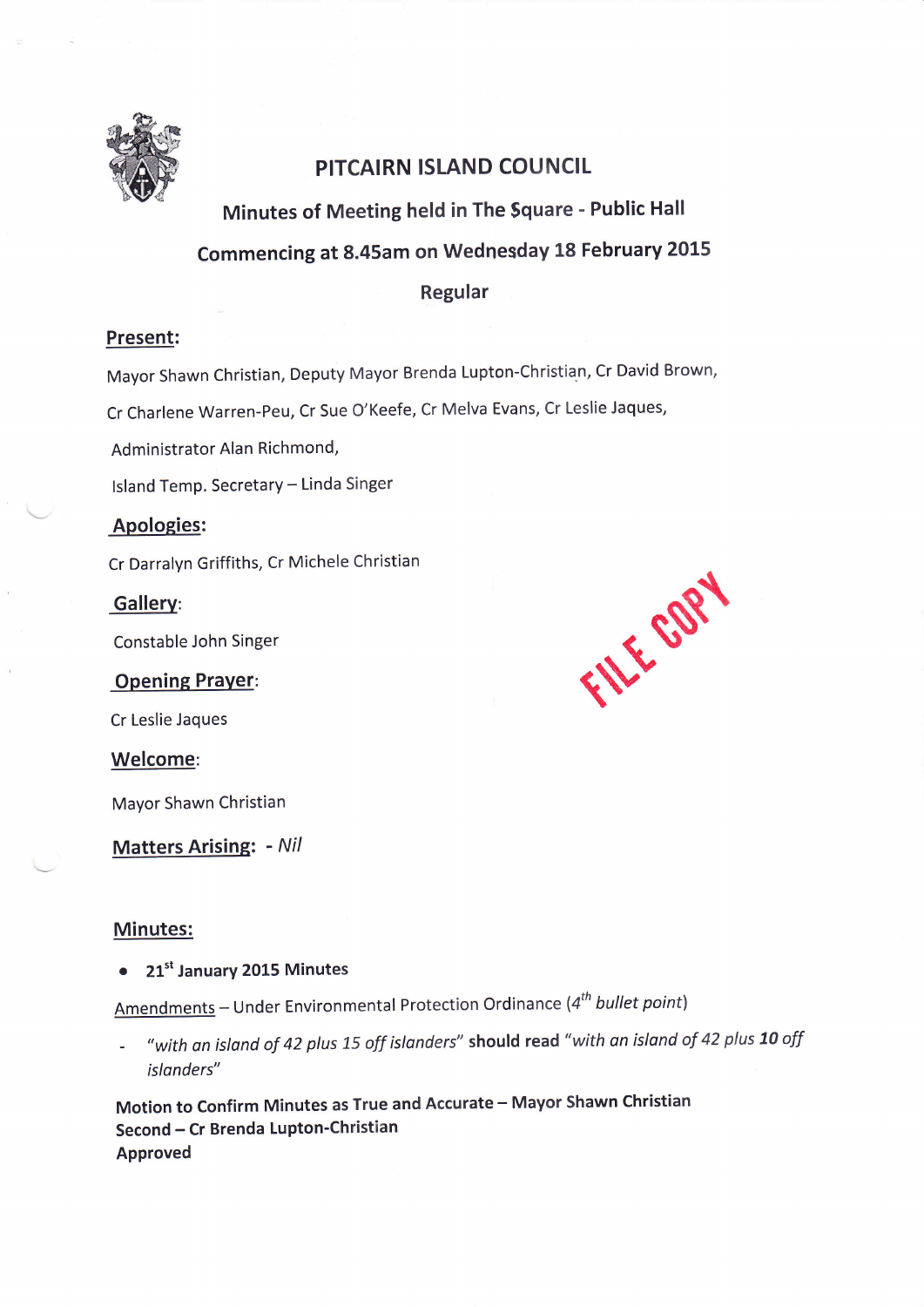# PITCAIRN ISLAND COUNCIL

## Minutes of Meeting held in The Square - Public Hall

## Commencing at 8.45am on Wednesday 18 February 2015

## Regular

### Present:

Mayor Shawn Christian, Deputy Mayor Brenda Lupton-Christian, Cr David Brown,

Cr Charlene Warren-Peu, Cr Sue O'Keefe, Cr Melva Evans, Cr Leslie Jaques,

Administrator Alan Richmond,

Island Temp. Secretary – Linda Singer

### Apologies:

Cr Darralyn Griffiths, Cr Michele Christian

### Gallery:

Constable John Singer

FILE COPY

### Opening Prayer:

Cr Leslie Jaques

### Welcome:

Mayor Shawn Christian

### Matters Arising: - *Nil*

### Minutes:

- **21st January 2015 Minutes**

Amendments – Under Environmental Protection Ordinance (*4th bullet point*)

- *"with an island of 42 plus 15 off islanders"* **should read** *"with an island of 42 plus **10** off islanders"*

**Motion to Confirm Minutes as True and Accurate – Mayor Shawn Christian**
**Second – Cr Brenda Lupton-Christian**
**Approved**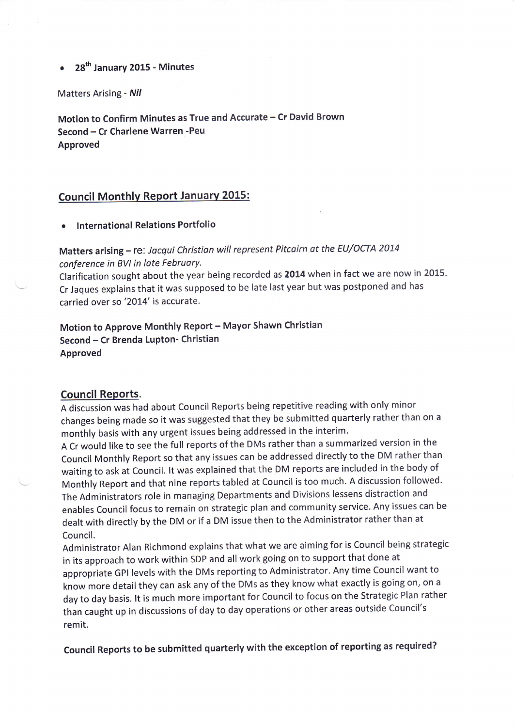- **28th January 2015 - Minutes**

Matters Arising - ***Nil***

**Motion to Confirm Minutes as True and Accurate – Cr David Brown**
**Second – Cr Charlene Warren -Peu**
**Approved**

## Council Monthly Report January 2015:

- **International Relations Portfolio**

**Matters arising** – re: *Jacqui Christian will represent Pitcairn at the EU/OCTA 2014 conference in BVI in late February.*
Clarification sought about the year being recorded as **2014** when in fact we are now in 2015. Cr Jaques explains that it was supposed to be late last year but was postponed and has carried over so '2014' is accurate.

**Motion to Approve Monthly Report – Mayor Shawn Christian**
**Second – Cr Brenda Lupton- Christian**
**Approved**

## Council Reports.

A discussion was had about Council Reports being repetitive reading with only minor changes being made so it was suggested that they be submitted quarterly rather than on a monthly basis with any urgent issues being addressed in the interim.
A Cr would like to see the full reports of the DMs rather than a summarized version in the Council Monthly Report so that any issues can be addressed directly to the DM rather than waiting to ask at Council. It was explained that the DM reports are included in the body of Monthly Report and that nine reports tabled at Council is too much. A discussion followed. The Administrators role in managing Departments and Divisions lessens distraction and enables Council focus to remain on strategic plan and community service. Any issues can be dealt with directly by the DM or if a DM issue then to the Administrator rather than at Council.
Administrator Alan Richmond explains that what we are aiming for is Council being strategic in its approach to work within SDP and all work going on to support that done at appropriate GPI levels with the DMs reporting to Administrator. Any time Council want to know more detail they can ask any of the DMs as they know what exactly is going on, on a day to day basis. It is much more important for Council to focus on the Strategic Plan rather than caught up in discussions of day to day operations or other areas outside Council's remit.

**Council Reports to be submitted quarterly with the exception of reporting as required?**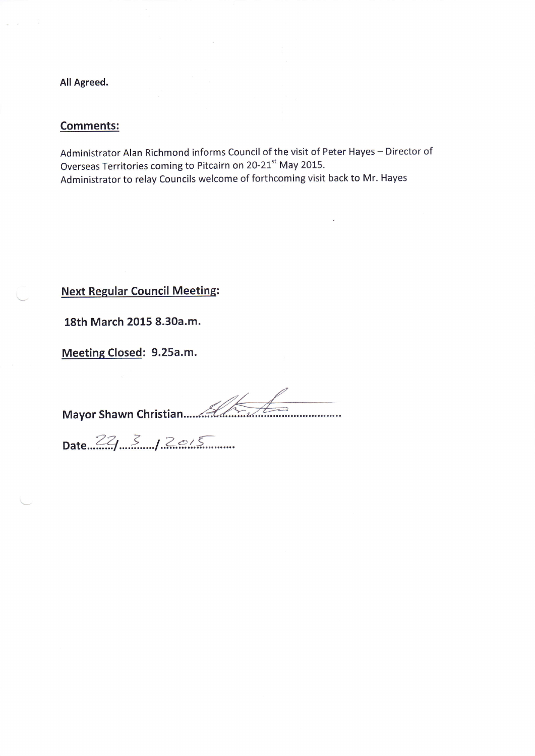All Agreed.

**Comments:**

Administrator Alan Richmond informs Council of the visit of Peter Hayes – Director of Overseas Territories coming to Pitcairn on 20-21st May 2015.
Administrator to relay Councils welcome of forthcoming visit back to Mr. Hayes

**Next Regular Council Meeting:**

**18th March 2015 8.30a.m.**

**Meeting Closed: 9.25a.m.**

**Mayor Shawn Christian**..............................................

**Date** 22/3/2015